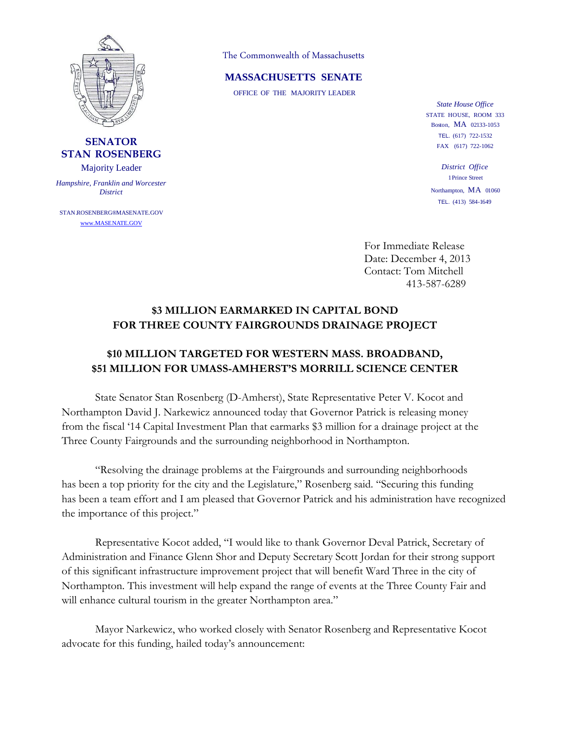**SENATOR**
**STAN ROSENBERG**
Majority Leader

*Hampshire, Franklin and Worcester District*

STAN.ROSENBERG@MASENATE.GOV
www.MASENATE.GOV

The Commonwealth of Massachusetts

**MASSACHUSETTS SENATE**

OFFICE OF THE MAJORITY LEADER

*State House Office*
STATE HOUSE, ROOM 333
Boston, MA 02133-1053
TEL. (617) 722-1532
FAX (617) 722-1062

*District Office*
1 Prince Street
Northampton, MA 01060
TEL. (413) 584-1649

For Immediate Release
Date: December 4, 2013
Contact: Tom Mitchell
413-587-6289

## $3 MILLION EARMARKED IN CAPITAL BOND FOR THREE COUNTY FAIRGROUNDS DRAINAGE PROJECT

## $10 MILLION TARGETED FOR WESTERN MASS. BROADBAND, $51 MILLION FOR UMASS-AMHERST'S MORRILL SCIENCE CENTER

State Senator Stan Rosenberg (D-Amherst), State Representative Peter V. Kocot and Northampton David J. Narkewicz announced today that Governor Patrick is releasing money from the fiscal '14 Capital Investment Plan that earmarks $3 million for a drainage project at the Three County Fairgrounds and the surrounding neighborhood in Northampton.

"Resolving the drainage problems at the Fairgrounds and surrounding neighborhoods has been a top priority for the city and the Legislature," Rosenberg said. "Securing this funding has been a team effort and I am pleased that Governor Patrick and his administration have recognized the importance of this project."

Representative Kocot added, "I would like to thank Governor Deval Patrick, Secretary of Administration and Finance Glenn Shor and Deputy Secretary Scott Jordan for their strong support of this significant infrastructure improvement project that will benefit Ward Three in the city of Northampton. This investment will help expand the range of events at the Three County Fair and will enhance cultural tourism in the greater Northampton area."

Mayor Narkewicz, who worked closely with Senator Rosenberg and Representative Kocot advocate for this funding, hailed today's announcement: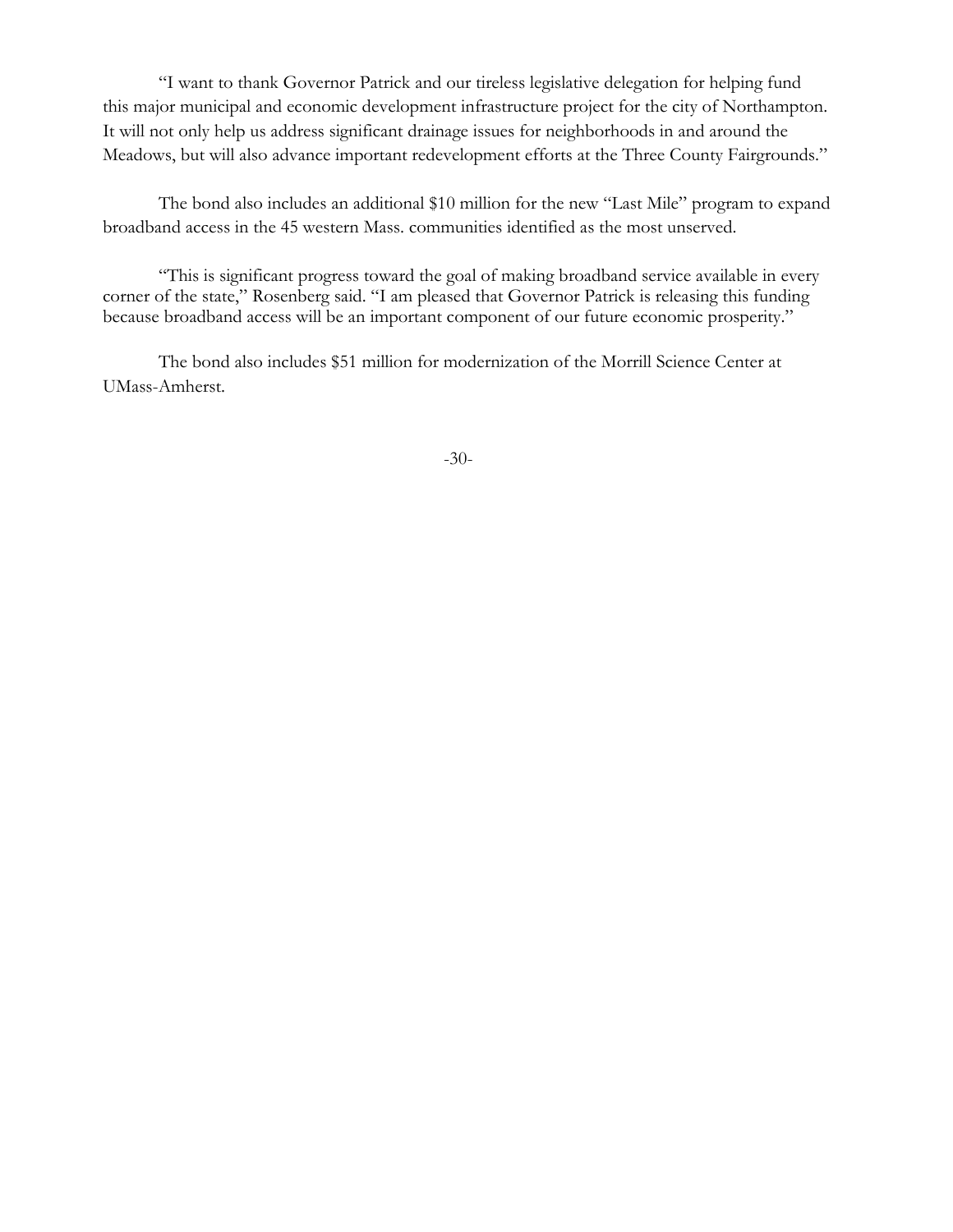"I want to thank Governor Patrick and our tireless legislative delegation for helping fund this major municipal and economic development infrastructure project for the city of Northampton. It will not only help us address significant drainage issues for neighborhoods in and around the Meadows, but will also advance important redevelopment efforts at the Three County Fairgrounds."

The bond also includes an additional $10 million for the new "Last Mile" program to expand broadband access in the 45 western Mass. communities identified as the most unserved.

"This is significant progress toward the goal of making broadband service available in every corner of the state," Rosenberg said. "I am pleased that Governor Patrick is releasing this funding because broadband access will be an important component of our future economic prosperity."

The bond also includes $51 million for modernization of the Morrill Science Center at UMass-Amherst.

-30-